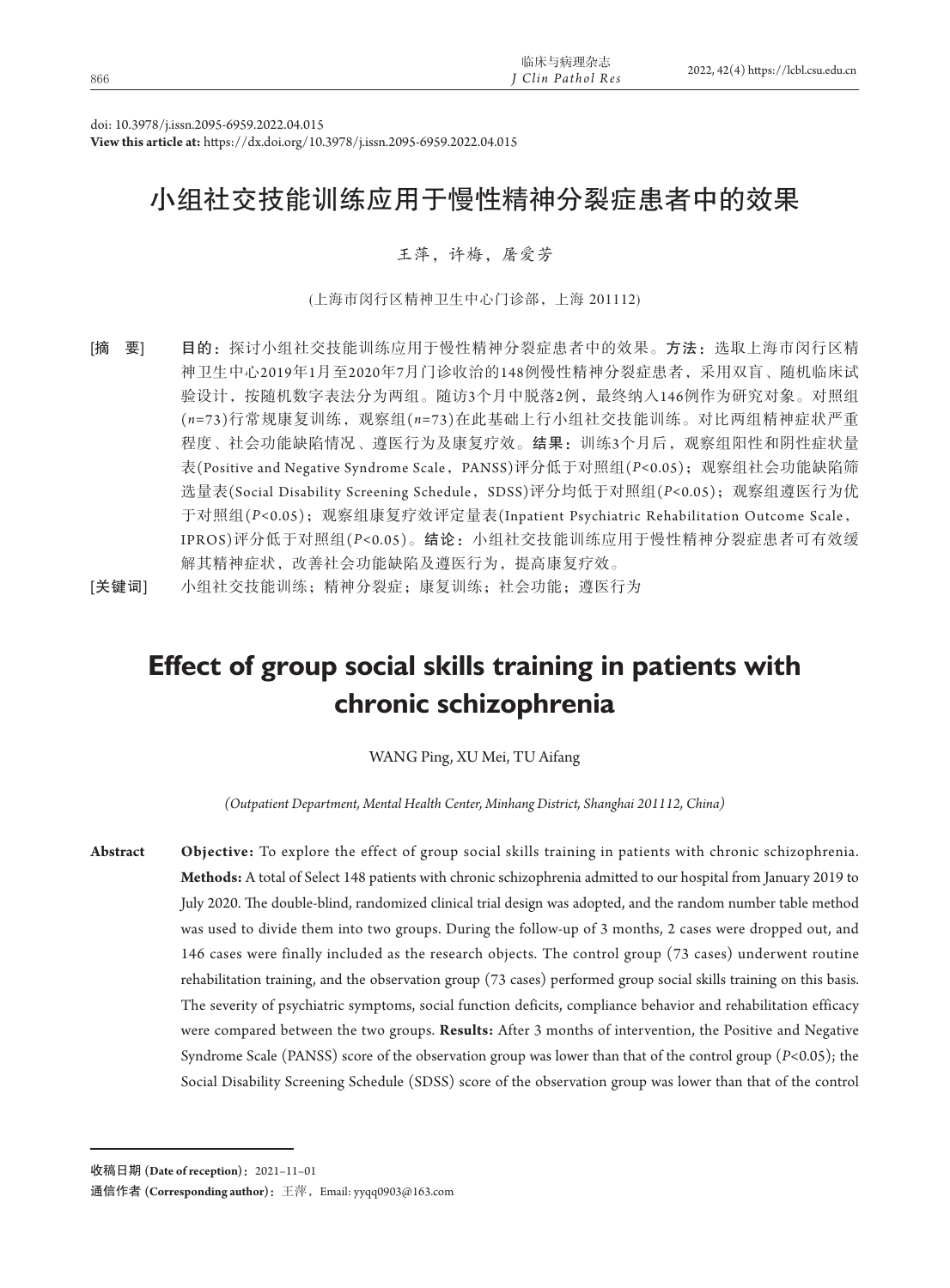doi: 10.3978/j.issn.2095-6959.2022.04.015
**View this article at:** https://dx.doi.org/10.3978/j.issn.2095-6959.2022.04.015

# 小组社交技能训练应用于慢性精神分裂症患者中的效果

王萍，许梅，屠爱芳

(上海市闵行区精神卫生中心门诊部，上海 201112)

[摘　要]　**目的：**探讨小组社交技能训练应用于慢性精神分裂症患者中的效果。**方法：**选取上海市闵行区精神卫生中心2019年1月至2020年7月门诊收治的148例慢性精神分裂症患者，采用双盲、随机临床试验设计，按随机数字表法分为两组。随访3个月中脱落2例，最终纳入146例作为研究对象。对照组(*n*=73)行常规康复训练，观察组(*n*=73)在此基础上行小组社交技能训练。对比两组精神症状严重程度、社会功能缺陷情况、遵医行为及康复疗效。**结果：**训练3个月后，观察组阳性和阴性症状量表(Positive and Negative Syndrome Scale，PANSS)评分低于对照组($P$<0.05)；观察组社会功能缺陷筛选量表(Social Disability Screening Schedule，SDSS)评分均低于对照组($P$<0.05)；观察组遵医行为优于对照组($P$<0.05)；观察组康复疗效评定量表(Inpatient Psychiatric Rehabilitation Outcome Scale，IPROS)评分低于对照组($P$<0.05)。**结论：**小组社交技能训练应用于慢性精神分裂症患者可有效缓解其精神症状，改善社会功能缺陷及遵医行为，提高康复疗效。

[关键词]　小组社交技能训练；精神分裂症；康复训练；社会功能；遵医行为

# Effect of group social skills training in patients with chronic schizophrenia

WANG Ping, XU Mei, TU Aifang

*(Outpatient Department, Mental Health Center, Minhang District, Shanghai 201112, China)*

**Abstract**　**Objective:** To explore the effect of group social skills training in patients with chronic schizophrenia. **Methods:** A total of Select 148 patients with chronic schizophrenia admitted to our hospital from January 2019 to July 2020. The double-blind, randomized clinical trial design was adopted, and the random number table method was used to divide them into two groups. During the follow-up of 3 months, 2 cases were dropped out, and 146 cases were finally included as the research objects. The control group (73 cases) underwent routine rehabilitation training, and the observation group (73 cases) performed group social skills training on this basis. The severity of psychiatric symptoms, social function deficits, compliance behavior and rehabilitation efficacy were compared between the two groups. **Results:** After 3 months of intervention, the Positive and Negative Syndrome Scale (PANSS) score of the observation group was lower than that of the control group ($P$<0.05); the Social Disability Screening Schedule (SDSS) score of the observation group was lower than that of the control

---

收稿日期 (**Date of reception**)：2021–11–01

通信作者 (**Corresponding author**)：王萍，Email: yyqq0903@163.com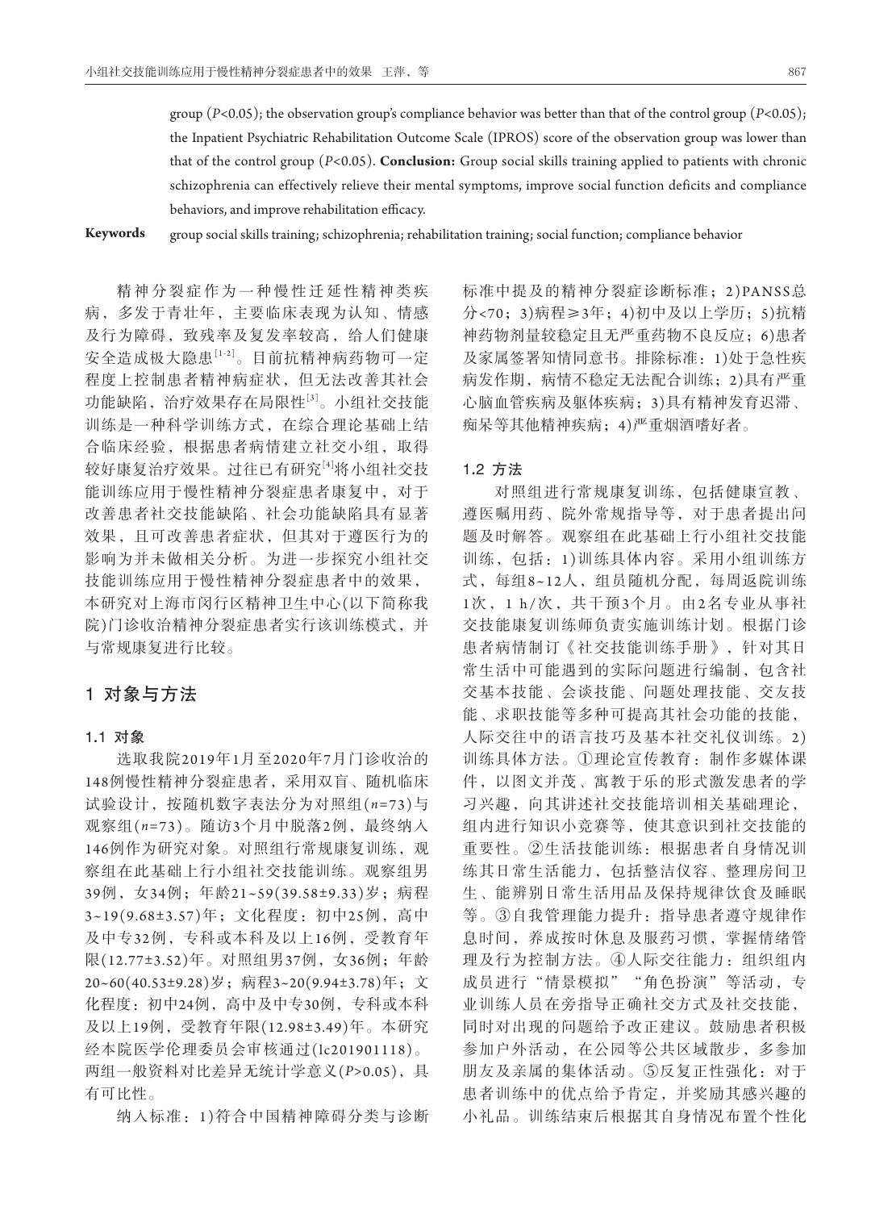group ($P$<0.05); the observation group's compliance behavior was better than that of the control group ($P$<0.05); the Inpatient Psychiatric Rehabilitation Outcome Scale (IPROS) score of the observation group was lower than that of the control group ($P$<0.05). **Conclusion:** Group social skills training applied to patients with chronic schizophrenia can effectively relieve their mental symptoms, improve social function deficits and compliance behaviors, and improve rehabilitation efficacy.

**Keywords** group social skills training; schizophrenia; rehabilitation training; social function; compliance behavior

精神分裂症作为一种慢性迁延性精神类疾病，多发于青壮年，主要临床表现为认知、情感及行为障碍，致残率及复发率较高，给人们健康安全造成极大隐患[1-2]。目前抗精神病药物可一定程度上控制患者精神病症状，但无法改善其社会功能缺陷，治疗效果存在局限性[3]。小组社交技能训练是一种科学训练方式，在综合理论基础上结合临床经验，根据患者病情建立社交小组，取得较好康复治疗效果。过往已有研究[4]将小组社交技能训练应用于慢性精神分裂症患者康复中，对于改善患者社交技能缺陷、社会功能缺陷具有显著效果，且可改善患者症状，但其对于遵医行为的影响为并未做相关分析。为进一步探究小组社交技能训练应用于慢性精神分裂症患者中的效果，本研究对上海市闵行区精神卫生中心(以下简称我院)门诊收治精神分裂症患者实行该训练模式，并与常规康复进行比较。

## 1 对象与方法

### 1.1 对象

选取我院2019年1月至2020年7月门诊收治的148例慢性精神分裂症患者，采用双盲、随机临床试验设计，按随机数字表法分为对照组($n$=73)与观察组($n$=73)。随访3个月中脱落2例，最终纳入146例作为研究对象。对照组行常规康复训练，观察组在此基础上行小组社交技能训练。观察组男39例，女34例；年龄21~59(39.58±9.33)岁；病程3~19(9.68±3.57)年；文化程度：初中25例，高中及中专32例，专科或本科及以上16例，受教育年限(12.77±3.52)年。对照组男37例，女36例；年龄20~60(40.53±9.28)岁；病程3~20(9.94±3.78)年；文化程度：初中24例，高中及中专30例，专科或本科及以上19例，受教育年限(12.98±3.49)年。本研究经本院医学伦理委员会审核通过(lc201901118)。两组一般资料对比差异无统计学意义($P$>0.05)，具有可比性。

纳入标准：1)符合中国精神障碍分类与诊断标准中提及的精神分裂症诊断标准；2)PANSS总分<70；3)病程≥3年；4)初中及以上学历；5)抗精神药物剂量较稳定且无严重药物不良反应；6)患者及家属签署知情同意书。排除标准：1)处于急性疾病发作期，病情不稳定无法配合训练；2)具有严重心脑血管疾病及躯体疾病；3)具有精神发育迟滞、痴呆等其他精神疾病；4)严重烟酒嗜好者。

### 1.2 方法

对照组进行常规康复训练，包括健康宣教、遵医嘱用药、院外常规指导等，对于患者提出问题及时解答。观察组在此基础上行小组社交技能训练，包括：1)训练具体内容。采用小组训练方式，每组8~12人，组员随机分配，每周返院训练1次，1 h/次，共干预3个月。由2名专业从事社交技能康复训练师负责实施训练计划。根据门诊患者病情制订《社交技能训练手册》，针对其日常生活中可能遇到的实际问题进行编制，包含社交基本技能、会谈技能、问题处理技能、交友技能、求职技能等多种可提高其社会功能的技能，人际交往中的语言技巧及基本社交礼仪训练。2)训练具体方法。①理论宣传教育：制作多媒体课件，以图文并茂、寓教于乐的形式激发患者的学习兴趣，向其讲述社交技能培训相关基础理论，组内进行知识小竞赛等，使其意识到社交技能的重要性。②生活技能训练：根据患者自身情况训练其日常生活能力，包括整洁仪容、整理房间卫生、能辨别日常生活用品及保持规律饮食及睡眠等。③自我管理能力提升：指导患者遵守规律作息时间，养成按时休息及服药习惯，掌握情绪管理及行为控制方法。④人际交往能力：组织组内成员进行“情景模拟”“角色扮演”等活动，专业训练人员在旁指导正确社交方式及社交技能，同时对出现的问题给予改正建议。鼓励患者积极参加户外活动，在公园等公共区域散步，多参加朋友及亲属的集体活动。⑤反复正性强化：对于患者训练中的优点给予肯定，并奖励其感兴趣的小礼品。训练结束后根据其自身情况布置个性化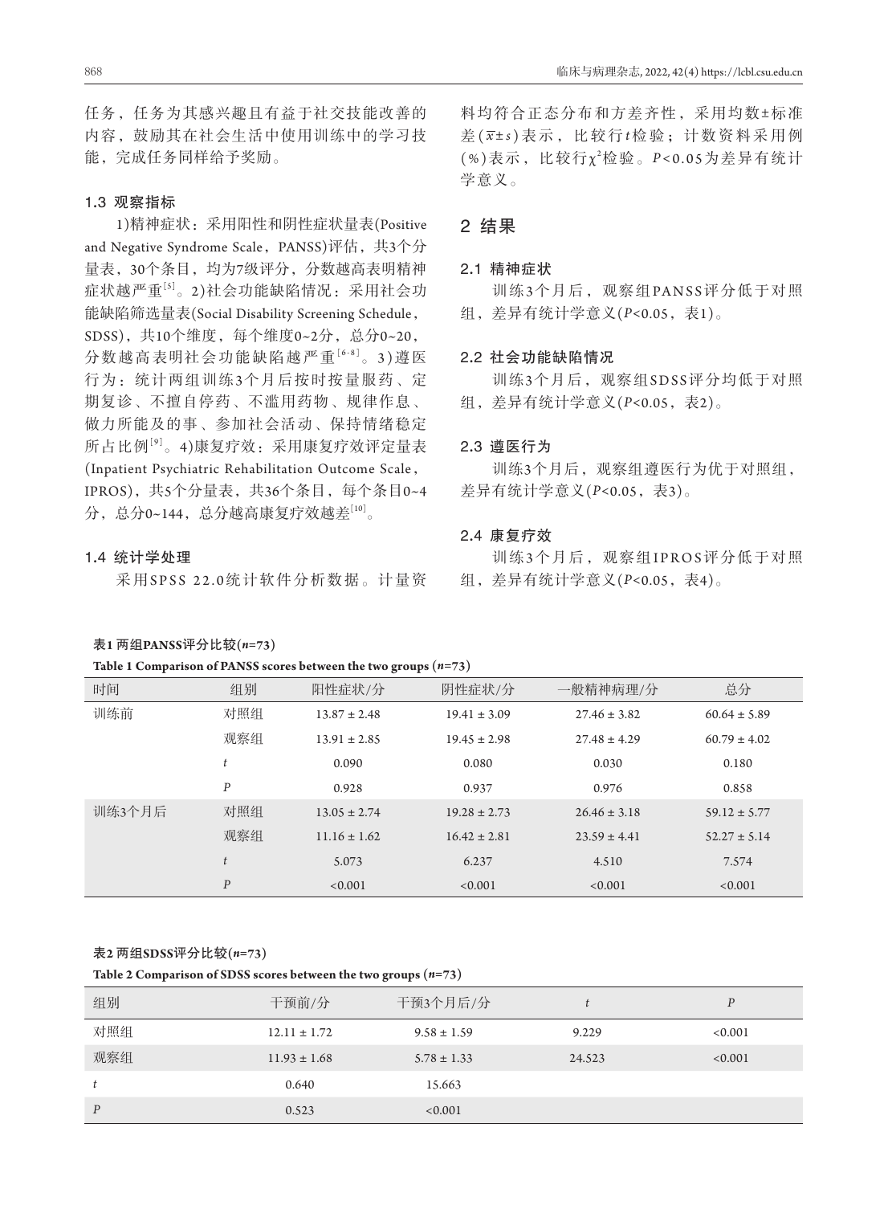任务，任务为其感兴趣且有益于社交技能改善的内容，鼓励其在社会生活中使用训练中的学习技能，完成任务同样给予奖励。

### 1.3 观察指标

1)精神症状：采用阳性和阴性症状量表(Positive and Negative Syndrome Scale，PANSS)评估，共3个分量表，30个条目，均为7级评分，分数越高表明精神症状越严重[5]。2)社会功能缺陷情况：采用社会功能缺陷筛选量表(Social Disability Screening Schedule，SDSS)，共10个维度，每个维度0~2分，总分0~20，分数越高表明社会功能缺陷越严重[6-8]。3)遵医行为：统计两组训练3个月后按时按量服药、定期复诊、不擅自停药、不滥用药物、规律作息、做力所能及的事、参加社会活动、保持情绪稳定所占比例[9]。4)康复疗效：采用康复疗效评定量表(Inpatient Psychiatric Rehabilitation Outcome Scale，IPROS)，共5个分量表，共36个条目，每个条目0~4分，总分0~144，总分越高康复疗效越差[10]。

### 1.4 统计学处理

采用SPSS 22.0统计软件分析数据。计量资料均符合正态分布和方差齐性，采用均数±标准差($\bar{x}\pm s$)表示，比较行$t$检验；计数资料采用例(%)表示，比较行$\chi^2$检验。$P$<0.05为差异有统计学意义。

## 2 结果

### 2.1 精神症状

训练3个月后，观察组PANSS评分低于对照组，差异有统计学意义($P$<0.05，表1)。

### 2.2 社会功能缺陷情况

训练3个月后，观察组SDSS评分均低于对照组，差异有统计学意义($P$<0.05，表2)。

### 2.3 遵医行为

训练3个月后，观察组遵医行为优于对照组，差异有统计学意义($P$<0.05，表3)。

### 2.4 康复疗效

训练3个月后，观察组IPROS评分低于对照组，差异有统计学意义($P$<0.05，表4)。

**表1 两组PANSS评分比较($n$=73)**

**Table 1 Comparison of PANSS scores between the two groups ($n$=73)**

| 时间 | 组别 | 阳性症状/分 | 阴性症状/分 | 一般精神病理/分 | 总分 |
|---|---|---|---|---|---|
| 训练前 | 对照组 | 13.87 ± 2.48 | 19.41 ± 3.09 | 27.46 ± 3.82 | 60.64 ± 5.89 |
| | 观察组 | 13.91 ± 2.85 | 19.45 ± 2.98 | 27.48 ± 4.29 | 60.79 ± 4.02 |
| | $t$ | 0.090 | 0.080 | 0.030 | 0.180 |
| | $P$ | 0.928 | 0.937 | 0.976 | 0.858 |
| 训练3个月后 | 对照组 | 13.05 ± 2.74 | 19.28 ± 2.73 | 26.46 ± 3.18 | 59.12 ± 5.77 |
| | 观察组 | 11.16 ± 1.62 | 16.42 ± 2.81 | 23.59 ± 4.41 | 52.27 ± 5.14 |
| | $t$ | 5.073 | 6.237 | 4.510 | 7.574 |
| | $P$ | <0.001 | <0.001 | <0.001 | <0.001 |

**表2 两组SDSS评分比较($n$=73)**

**Table 2 Comparison of SDSS scores between the two groups ($n$=73)**

| 组别 | 干预前/分 | 干预3个月后/分 | $t$ | $P$ |
|---|---|---|---|---|
| 对照组 | 12.11 ± 1.72 | 9.58 ± 1.59 | 9.229 | <0.001 |
| 观察组 | 11.93 ± 1.68 | 5.78 ± 1.33 | 24.523 | <0.001 |
| $t$ | 0.640 | 15.663 | | |
| $P$ | 0.523 | <0.001 | | |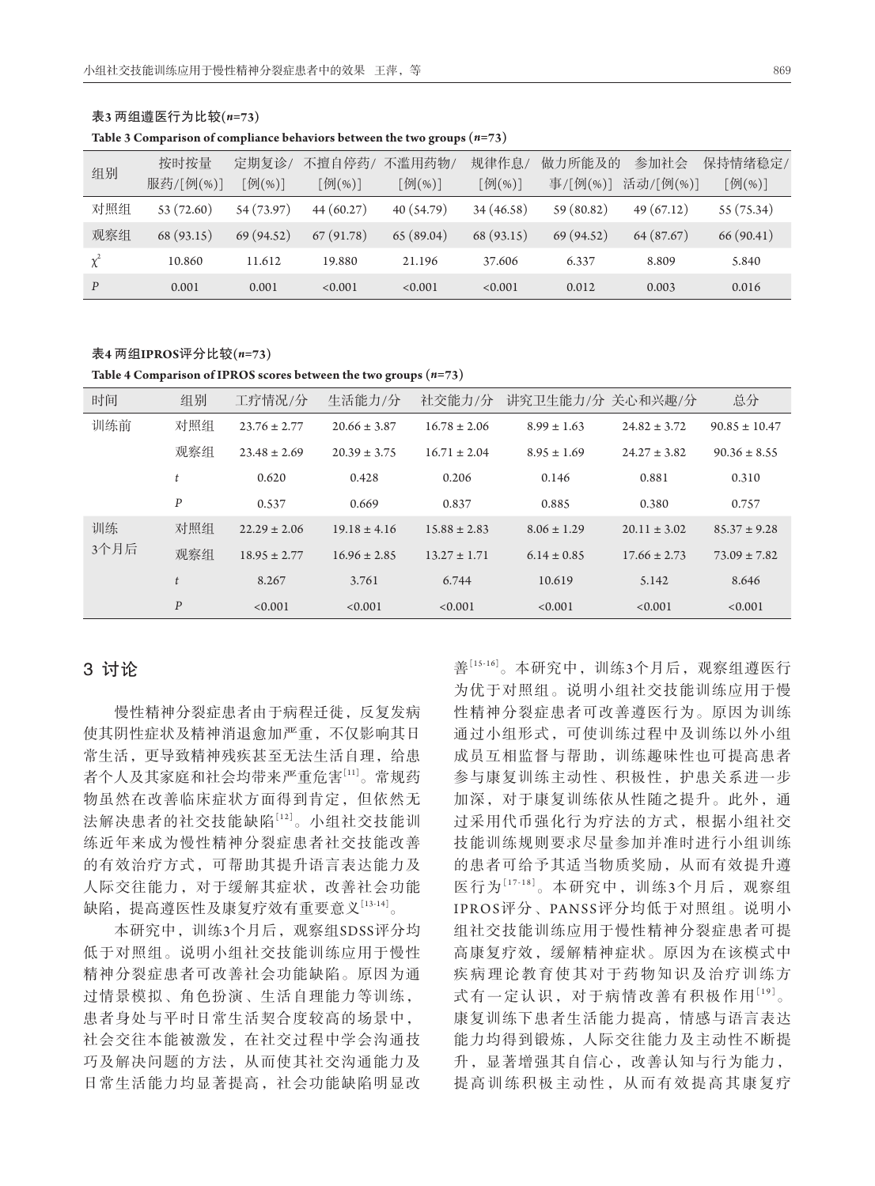**表3 两组遵医行为比较($n$=73)**

**Table 3 Comparison of compliance behaviors between the two groups ($n$=73)**

| 组别 | 按时按量服药/[例(%)] | 定期复诊/[例(%)] | 不擅自停药/[例(%)] | 不滥用药物/[例(%)] | 规律作息/[例(%)] | 做力所能及的事/[例(%)] | 参加社会活动/[例(%)] | 保持情绪稳定/[例(%)] |
|---|---|---|---|---|---|---|---|---|
| 对照组 | 53 (72.60) | 54 (73.97) | 44 (60.27) | 40 (54.79) | 34 (46.58) | 59 (80.82) | 49 (67.12) | 55 (75.34) |
| 观察组 | 68 (93.15) | 69 (94.52) | 67 (91.78) | 65 (89.04) | 68 (93.15) | 69 (94.52) | 64 (87.67) | 66 (90.41) |
| $\chi^2$ | 10.860 | 11.612 | 19.880 | 21.196 | 37.606 | 6.337 | 8.809 | 5.840 |
| $P$ | 0.001 | 0.001 | <0.001 | <0.001 | <0.001 | 0.012 | 0.003 | 0.016 |

**表4 两组IPROS评分比较($n$=73)**

**Table 4 Comparison of IPROS scores between the two groups ($n$=73)**

| 时间 | 组别 | 工疗情况/分 | 生活能力/分 | 社交能力/分 | 讲究卫生能力/分 | 关心和兴趣/分 | 总分 |
|---|---|---|---|---|---|---|---|
| 训练前 | 对照组 | 23.76 ± 2.77 | 20.66 ± 3.87 | 16.78 ± 2.06 | 8.99 ± 1.63 | 24.82 ± 3.72 | 90.85 ± 10.47 |
| | 观察组 | 23.48 ± 2.69 | 20.39 ± 3.75 | 16.71 ± 2.04 | 8.95 ± 1.69 | 24.27 ± 3.82 | 90.36 ± 8.55 |
| | $t$ | 0.620 | 0.428 | 0.206 | 0.146 | 0.881 | 0.310 |
| | $P$ | 0.537 | 0.669 | 0.837 | 0.885 | 0.380 | 0.757 |
| 训练3个月后 | 对照组 | 22.29 ± 2.06 | 19.18 ± 4.16 | 15.88 ± 2.83 | 8.06 ± 1.29 | 20.11 ± 3.02 | 85.37 ± 9.28 |
| | 观察组 | 18.95 ± 2.77 | 16.96 ± 2.85 | 13.27 ± 1.71 | 6.14 ± 0.85 | 17.66 ± 2.73 | 73.09 ± 7.82 |
| | $t$ | 8.267 | 3.761 | 6.744 | 10.619 | 5.142 | 8.646 |
| | $P$ | <0.001 | <0.001 | <0.001 | <0.001 | <0.001 | <0.001 |

## 3 讨论

慢性精神分裂症患者由于病程迁徙，反复发病使其阴性症状及精神消退愈加严重，不仅影响其日常生活，更导致精神残疾甚至无法生活自理，给患者个人及其家庭和社会均带来严重危害[11]。常规药物虽然在改善临床症状方面得到肯定，但依然无法解决患者的社交技能缺陷[12]。小组社交技能训练近年来成为慢性精神分裂症患者社交技能改善的有效治疗方式，可帮助其提升语言表达能力及人际交往能力，对于缓解其症状，改善社会功能缺陷，提高遵医性及康复疗效有重要意义[13-14]。

本研究中，训练3个月后，观察组SDSS评分均低于对照组。说明小组社交技能训练应用于慢性精神分裂症患者可改善社会功能缺陷。原因为通过情景模拟、角色扮演、生活自理能力等训练，患者身处与平时日常生活契合度较高的场景中，社会交往本能被激发，在社交过程中学会沟通技巧及解决问题的方法，从而使其社交沟通能力及日常生活能力均显著提高，社会功能缺陷明显改善[15-16]。本研究中，训练3个月后，观察组遵医行为优于对照组。说明小组社交技能训练应用于慢性精神分裂症患者可改善遵医行为。原因为训练通过小组形式，可使训练过程中及训练以外小组成员互相监督与帮助，训练趣味性也可提高患者参与康复训练主动性、积极性，护患关系进一步加深，对于康复训练依从性随之提升。此外，通过采用代币强化行为疗法的方式，根据小组社交技能训练规则要求尽量参加并准时进行小组训练的患者可给予其适当物质奖励，从而有效提升遵医行为[17-18]。本研究中，训练3个月后，观察组IPROS评分、PANSS评分均低于对照组。说明小组社交技能训练应用于慢性精神分裂症患者可提高康复疗效，缓解精神症状。原因为在该模式中疾病理论教育使其对于药物知识及治疗训练方式有一定认识，对于病情改善有积极作用[19]。康复训练下患者生活能力提高，情感与语言表达能力均得到锻炼，人际交往能力及主动性不断提升，显著增强其自信心，改善认知与行为能力，提高训练积极主动性，从而有效提高其康复疗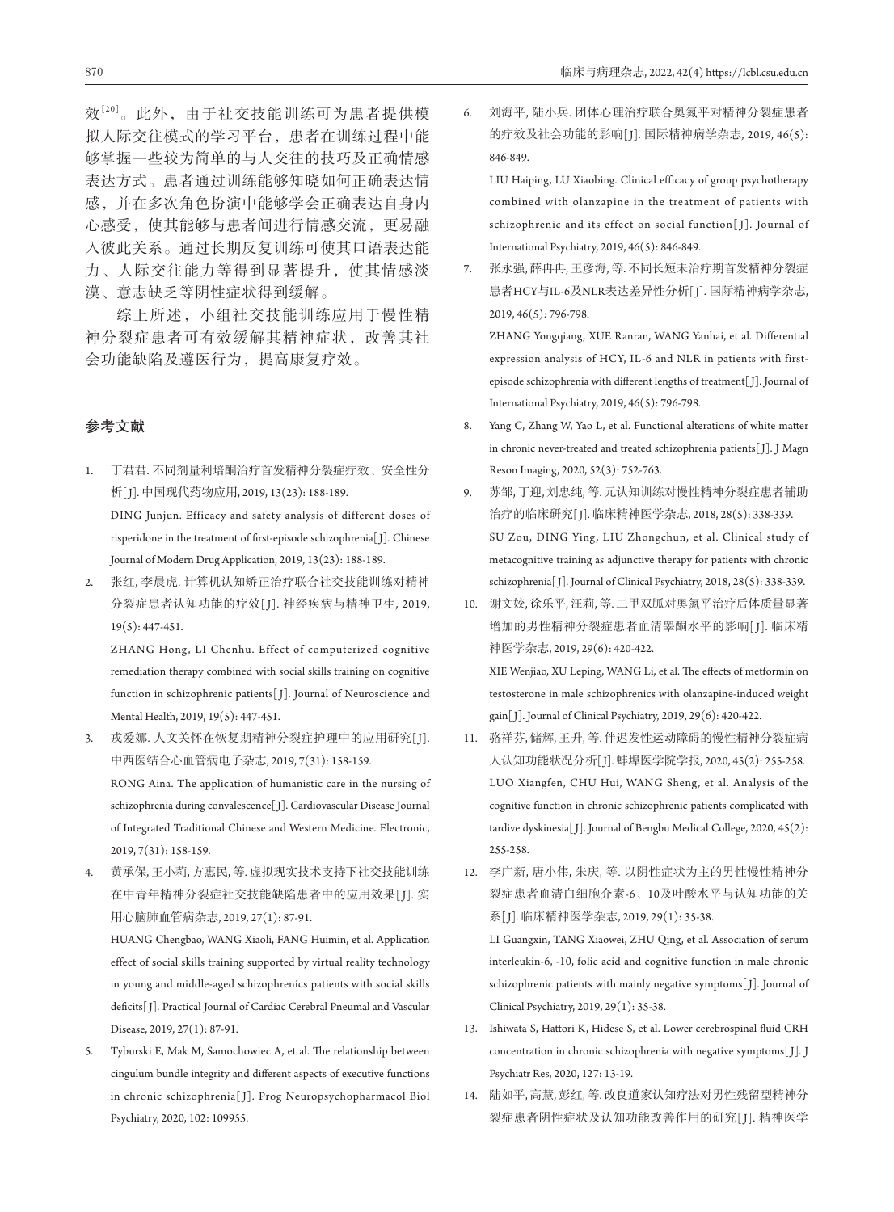效[20]。此外，由于社交技能训练可为患者提供模拟人际交往模式的学习平台，患者在训练过程中能够掌握一些较为简单的与人交往的技巧及正确情感表达方式。患者通过训练能够知晓如何正确表达情感，并在多次角色扮演中能够学会正确表达自身内心感受，使其能够与患者间进行情感交流，更易融入彼此关系。通过长期反复训练可使其口语表达能力、人际交往能力等得到显著提升，使其情感淡漠、意志缺乏等阴性症状得到缓解。

综上所述，小组社交技能训练应用于慢性精神分裂症患者可有效缓解其精神症状，改善其社会功能缺陷及遵医行为，提高康复疗效。

## 参考文献

1. 丁君君. 不同剂量利培酮治疗首发精神分裂症疗效、安全性分析[J]. 中国现代药物应用, 2019, 13(23): 188-189.
   DING Junjun. Efficacy and safety analysis of different doses of risperidone in the treatment of first-episode schizophrenia[J]. Chinese Journal of Modern Drug Application, 2019, 13(23): 188-189.
2. 张红, 李晨虎. 计算机认知矫正治疗联合社交技能训练对精神分裂症患者认知功能的疗效[J]. 神经疾病与精神卫生, 2019, 19(5): 447-451.
   ZHANG Hong, LI Chenhu. Effect of computerized cognitive remediation therapy combined with social skills training on cognitive function in schizophrenic patients[J]. Journal of Neuroscience and Mental Health, 2019, 19(5): 447-451.
3. 戎爱娜. 人文关怀在恢复期精神分裂症护理中的应用研究[J]. 中西医结合心血管病电子杂志, 2019, 7(31): 158-159.
   RONG Aina. The application of humanistic care in the nursing of schizophrenia during convalescence[J]. Cardiovascular Disease Journal of Integrated Traditional Chinese and Western Medicine. Electronic, 2019, 7(31): 158-159.
4. 黄承保, 王小莉, 方惠民, 等. 虚拟现实技术支持下社交技能训练在中青年精神分裂症社交技能缺陷患者中的应用效果[J]. 实用心脑肺血管病杂志, 2019, 27(1): 87-91.
   HUANG Chengbao, WANG Xiaoli, FANG Huimin, et al. Application effect of social skills training supported by virtual reality technology in young and middle-aged schizophrenics patients with social skills deficits[J]. Practical Journal of Cardiac Cerebral Pneumal and Vascular Disease, 2019, 27(1): 87-91.
5. Tyburski E, Mak M, Samochowiec A, et al. The relationship between cingulum bundle integrity and different aspects of executive functions in chronic schizophrenia[J]. Prog Neuropsychopharmacol Biol Psychiatry, 2020, 102: 109955.
6. 刘海平, 陆小兵. 团体心理治疗联合奥氮平对精神分裂症患者的疗效及社会功能的影响[J]. 国际精神病学杂志, 2019, 46(5): 846-849.
   LIU Haiping, LU Xiaobing. Clinical efficacy of group psychotherapy combined with olanzapine in the treatment of patients with schizophrenic and its effect on social function[J]. Journal of International Psychiatry, 2019, 46(5): 846-849.
7. 张永强, 薛冉冉, 王彦海, 等. 不同长短未治疗期首发精神分裂症患者HCY与IL-6及NLR表达差异性分析[J]. 国际精神病学杂志, 2019, 46(5): 796-798.
   ZHANG Yongqiang, XUE Ranran, WANG Yanhai, et al. Differential expression analysis of HCY, IL-6 and NLR in patients with first-episode schizophrenia with different lengths of treatment[J]. Journal of International Psychiatry, 2019, 46(5): 796-798.
8. Yang C, Zhang W, Yao L, et al. Functional alterations of white matter in chronic never-treated and treated schizophrenia patients[J]. J Magn Reson Imaging, 2020, 52(3): 752-763.
9. 苏邹, 丁迎, 刘忠纯, 等. 元认知训练对慢性精神分裂症患者辅助治疗的临床研究[J]. 临床精神医学杂志, 2018, 28(5): 338-339.
   SU Zou, DING Ying, LIU Zhongchun, et al. Clinical study of metacognitive training as adjunctive therapy for patients with chronic schizophrenia[J]. Journal of Clinical Psychiatry, 2018, 28(5): 338-339.
10. 谢文姣, 徐乐平, 汪莉, 等. 二甲双胍对奥氮平治疗后体质量显著增加的男性精神分裂症患者血清睾酮水平的影响[J]. 临床精神医学杂志, 2019, 29(6): 420-422.
    XIE Wenjiao, XU Leping, WANG Li, et al. The effects of metformin on testosterone in male schizophrenics with olanzapine-induced weight gain[J]. Journal of Clinical Psychiatry, 2019, 29(6): 420-422.
11. 骆祥芬, 储辉, 王升, 等. 伴迟发性运动障碍的慢性精神分裂症病人认知功能状况分析[J]. 蚌埠医学院学报, 2020, 45(2): 255-258.
    LUO Xiangfen, CHU Hui, WANG Sheng, et al. Analysis of the cognitive function in chronic schizophrenic patients complicated with tardive dyskinesia[J]. Journal of Bengbu Medical College, 2020, 45(2): 255-258.
12. 李广新, 唐小伟, 朱庆, 等. 以阴性症状为主的男性慢性精神分裂症患者血清白细胞介素-6、10及叶酸水平与认知功能的关系[J]. 临床精神医学杂志, 2019, 29(1): 35-38.
    LI Guangxin, TANG Xiaowei, ZHU Qing, et al. Association of serum interleukin-6, -10, folic acid and cognitive function in male chronic schizophrenic patients with mainly negative symptoms[J]. Journal of Clinical Psychiatry, 2019, 29(1): 35-38.
13. Ishiwata S, Hattori K, Hidese S, et al. Lower cerebrospinal fluid CRH concentration in chronic schizophrenia with negative symptoms[J]. J Psychiatr Res, 2020, 127: 13-19.
14. 陆如平, 高慧, 彭红, 等. 改良道家认知疗法对男性残留型精神分裂症患者阴性症状及认知功能改善作用的研究[J]. 精神医学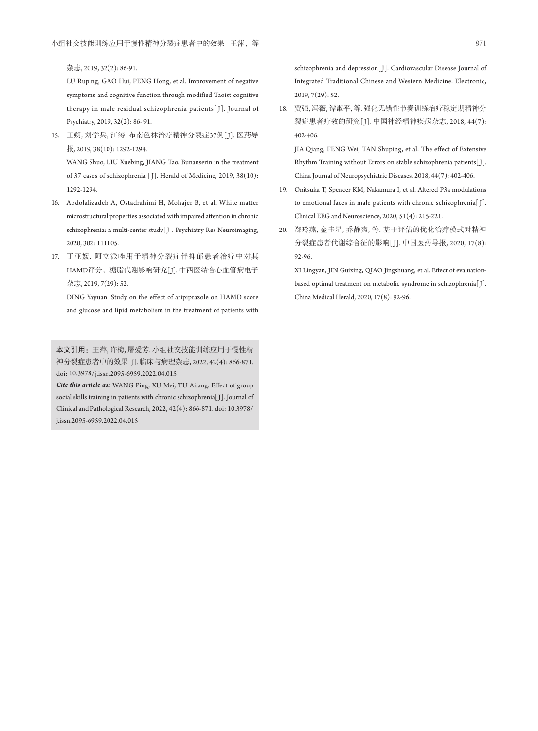杂志, 2019, 32(2): 86-91.

LU Ruping, GAO Hui, PENG Hong, et al. Improvement of negative symptoms and cognitive function through modified Taoist cognitive therapy in male residual schizophrenia patients[J]. Journal of Psychiatry, 2019, 32(2): 86- 91.

15. 王朔, 刘学兵, 江涛. 布南色林治疗精神分裂症37例[J]. 医药导报, 2019, 38(10): 1292-1294.

    WANG Shuo, LIU Xuebing, JIANG Tao. Bunanserin in the treatment of 37 cases of schizophrenia [J]. Herald of Medicine, 2019, 38(10): 1292-1294.

16. Abdolalizadeh A, Ostadrahimi H, Mohajer B, et al. White matter microstructural properties associated with impaired attention in chronic schizophrenia: a multi-center study[J]. Psychiatry Res Neuroimaging, 2020, 302: 111105.

17. 丁亚媛. 阿立派唑用于精神分裂症伴抑郁患者治疗中对其HAMD评分、糖脂代谢影响研究[J]. 中西医结合心血管病电子杂志, 2019, 7(29): 52.

    DING Yayuan. Study on the effect of aripiprazole on HAMD score and glucose and lipid metabolism in the treatment of patients with schizophrenia and depression[J]. Cardiovascular Disease Journal of Integrated Traditional Chinese and Western Medicine. Electronic, 2019, 7(29): 52.

18. 贾强, 冯薇, 谭淑平, 等. 强化无错性节奏训练治疗稳定期精神分裂症患者疗效的研究[J]. 中国神经精神疾病杂志, 2018, 44(7): 402-406.

    JIA Qiang, FENG Wei, TAN Shuping, et al. The effect of Extensive Rhythm Training without Errors on stable schizophrenia patients[J]. China Journal of Neuropsychiatric Diseases, 2018, 44(7): 402-406.

19. Onitsuka T, Spencer KM, Nakamura I, et al. Altered P3a modulations to emotional faces in male patients with chronic schizophrenia[J]. Clinical EEG and Neuroscience, 2020, 51(4): 215-221.

20. 郗玲燕, 金圭星, 乔静爽, 等. 基于评估的优化治疗模式对精神分裂症患者代谢综合征的影响[J]. 中国医药导报, 2020, 17(8): 92-96.

    XI Lingyan, JIN Guixing, QIAO Jingshuang, et al. Effect of evaluation-based optimal treatment on metabolic syndrome in schizophrenia[J]. China Medical Herald, 2020, 17(8): 92-96.

**本文引用：**王萍, 许梅, 屠爱芳. 小组社交技能训练应用于慢性精神分裂症患者中的效果[J]. 临床与病理杂志, 2022, 42(4): 866-871. doi: 10.3978/j.issn.2095-6959.2022.04.015

***Cite this article as:*** WANG Ping, XU Mei, TU Aifang. Effect of group social skills training in patients with chronic schizophrenia[J]. Journal of Clinical and Pathological Research, 2022, 42(4): 866-871. doi: 10.3978/j.issn.2095-6959.2022.04.015